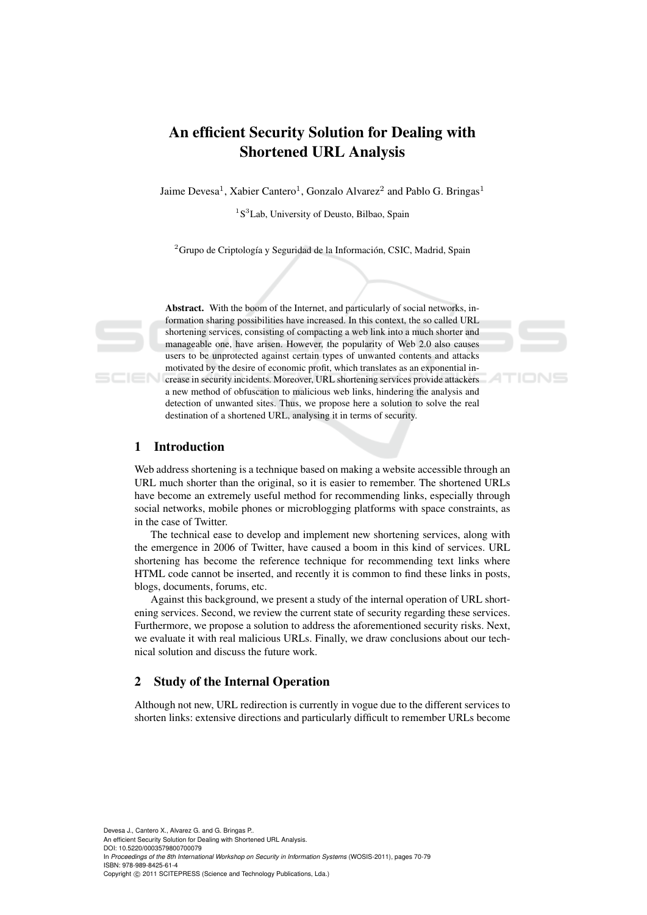# An efficient Security Solution for Dealing with Shortened URL Analysis

Jaime Devesa[1], Xabier Cantero[1], Gonzalo Alvarez[2] and Pablo G. Bringas[1]

[1] S[3]Lab, University of Deusto, Bilbao, Spain

[2] Grupo de Criptología y Seguridad de la Información, CSIC, Madrid, Spain

**Abstract.** With the boom of the Internet, and particularly of social networks, information sharing possibilities have increased. In this context, the so called URL shortening services, consisting of compacting a web link into a much shorter and manageable one, have arisen. However, the popularity of Web 2.0 also causes users to be unprotected against certain types of unwanted contents and attacks motivated by the desire of economic profit, which translates as an exponential increase in security incidents. Moreover, URL shortening services provide attackers a new method of obfuscation to malicious web links, hindering the analysis and detection of unwanted sites. Thus, we propose here a solution to solve the real destination of a shortened URL, analysing it in terms of security.

## 1 Introduction

Web address shortening is a technique based on making a website accessible through an URL much shorter than the original, so it is easier to remember. The shortened URLs have become an extremely useful method for recommending links, especially through social networks, mobile phones or microblogging platforms with space constraints, as in the case of Twitter.

The technical ease to develop and implement new shortening services, along with the emergence in 2006 of Twitter, have caused a boom in this kind of services. URL shortening has become the reference technique for recommending text links where HTML code cannot be inserted, and recently it is common to find these links in posts, blogs, documents, forums, etc.

Against this background, we present a study of the internal operation of URL shortening services. Second, we review the current state of security regarding these services. Furthermore, we propose a solution to address the aforementioned security risks. Next, we evaluate it with real malicious URLs. Finally, we draw conclusions about our technical solution and discuss the future work.

## 2 Study of the Internal Operation

Although not new, URL redirection is currently in vogue due to the different services to shorten links: extensive directions and particularly difficult to remember URLs become

Devesa J., Cantero X., Alvarez G. and G. Bringas P..
An efficient Security Solution for Dealing with Shortened URL Analysis.
DOI: 10.5220/0003579800700079
In *Proceedings of the 8th International Workshop on Security in Information Systems* (WOSIS-2011), pages 70-79
ISBN: 978-989-8425-61-4
Copyright © 2011 SCITEPRESS (Science and Technology Publications, Lda.)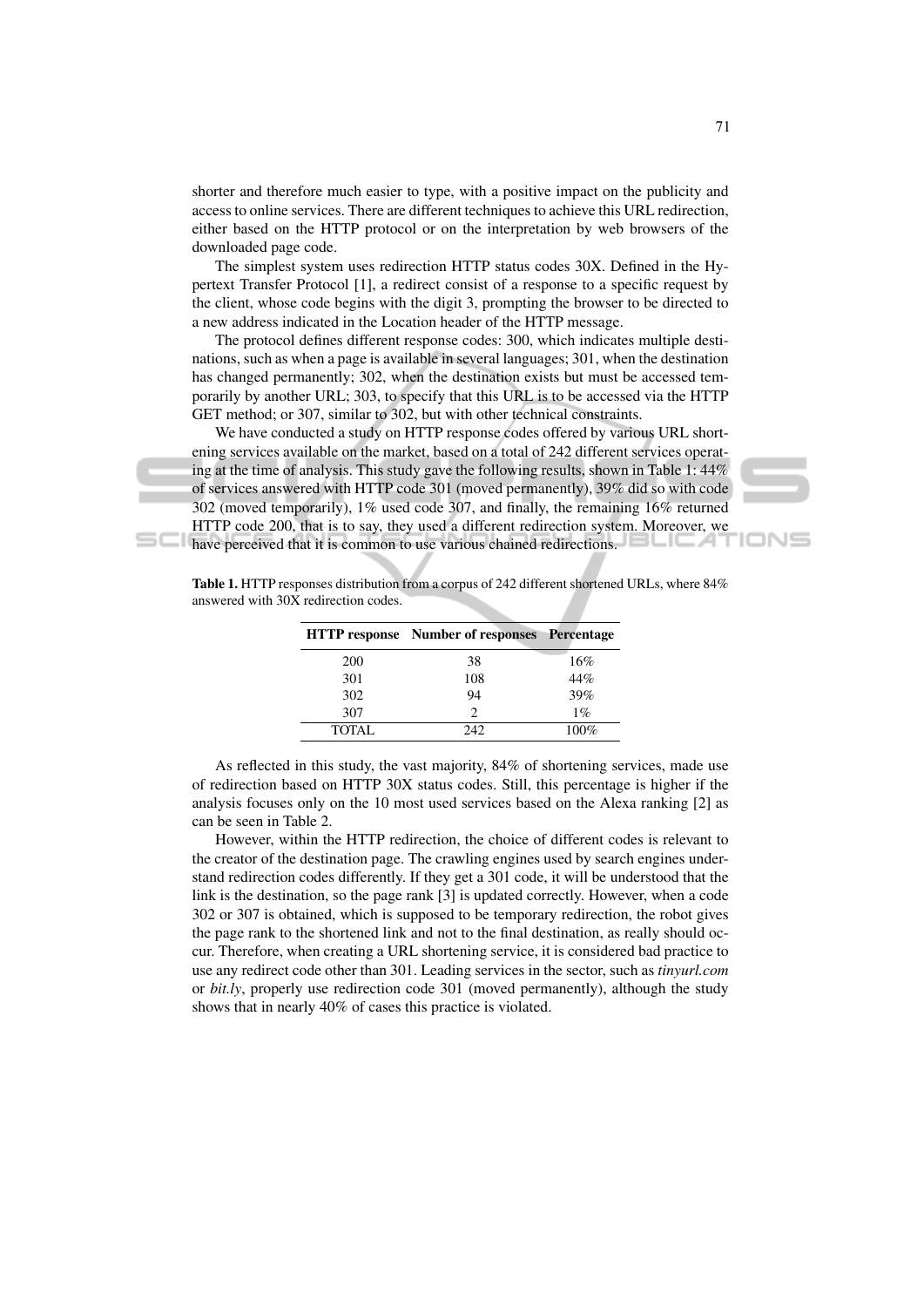shorter and therefore much easier to type, with a positive impact on the publicity and access to online services. There are different techniques to achieve this URL redirection, either based on the HTTP protocol or on the interpretation by web browsers of the downloaded page code.

The simplest system uses redirection HTTP status codes 30X. Defined in the Hypertext Transfer Protocol [1], a redirect consist of a response to a specific request by the client, whose code begins with the digit 3, prompting the browser to be directed to a new address indicated in the Location header of the HTTP message.

The protocol defines different response codes: 300, which indicates multiple destinations, such as when a page is available in several languages; 301, when the destination has changed permanently; 302, when the destination exists but must be accessed temporarily by another URL; 303, to specify that this URL is to be accessed via the HTTP GET method; or 307, similar to 302, but with other technical constraints.

We have conducted a study on HTTP response codes offered by various URL shortening services available on the market, based on a total of 242 different services operating at the time of analysis. This study gave the following results, shown in Table 1: 44% of services answered with HTTP code 301 (moved permanently), 39% did so with code 302 (moved temporarily), 1% used code 307, and finally, the remaining 16% returned HTTP code 200, that is to say, they used a different redirection system. Moreover, we have perceived that it is common to use various chained redirections.

**Table 1.** HTTP responses distribution from a corpus of 242 different shortened URLs, where 84% answered with 30X redirection codes.

| HTTP response | Number of responses | Percentage |
|---|---|---|
| 200 | 38 | 16% |
| 301 | 108 | 44% |
| 302 | 94 | 39% |
| 307 | 2 | 1% |
| TOTAL | 242 | 100% |

As reflected in this study, the vast majority, 84% of shortening services, made use of redirection based on HTTP 30X status codes. Still, this percentage is higher if the analysis focuses only on the 10 most used services based on the Alexa ranking [2] as can be seen in Table 2.

However, within the HTTP redirection, the choice of different codes is relevant to the creator of the destination page. The crawling engines used by search engines understand redirection codes differently. If they get a 301 code, it will be understood that the link is the destination, so the page rank [3] is updated correctly. However, when a code 302 or 307 is obtained, which is supposed to be temporary redirection, the robot gives the page rank to the shortened link and not to the final destination, as really should occur. Therefore, when creating a URL shortening service, it is considered bad practice to use any redirect code other than 301. Leading services in the sector, such as *tinyurl.com* or *bit.ly*, properly use redirection code 301 (moved permanently), although the study shows that in nearly 40% of cases this practice is violated.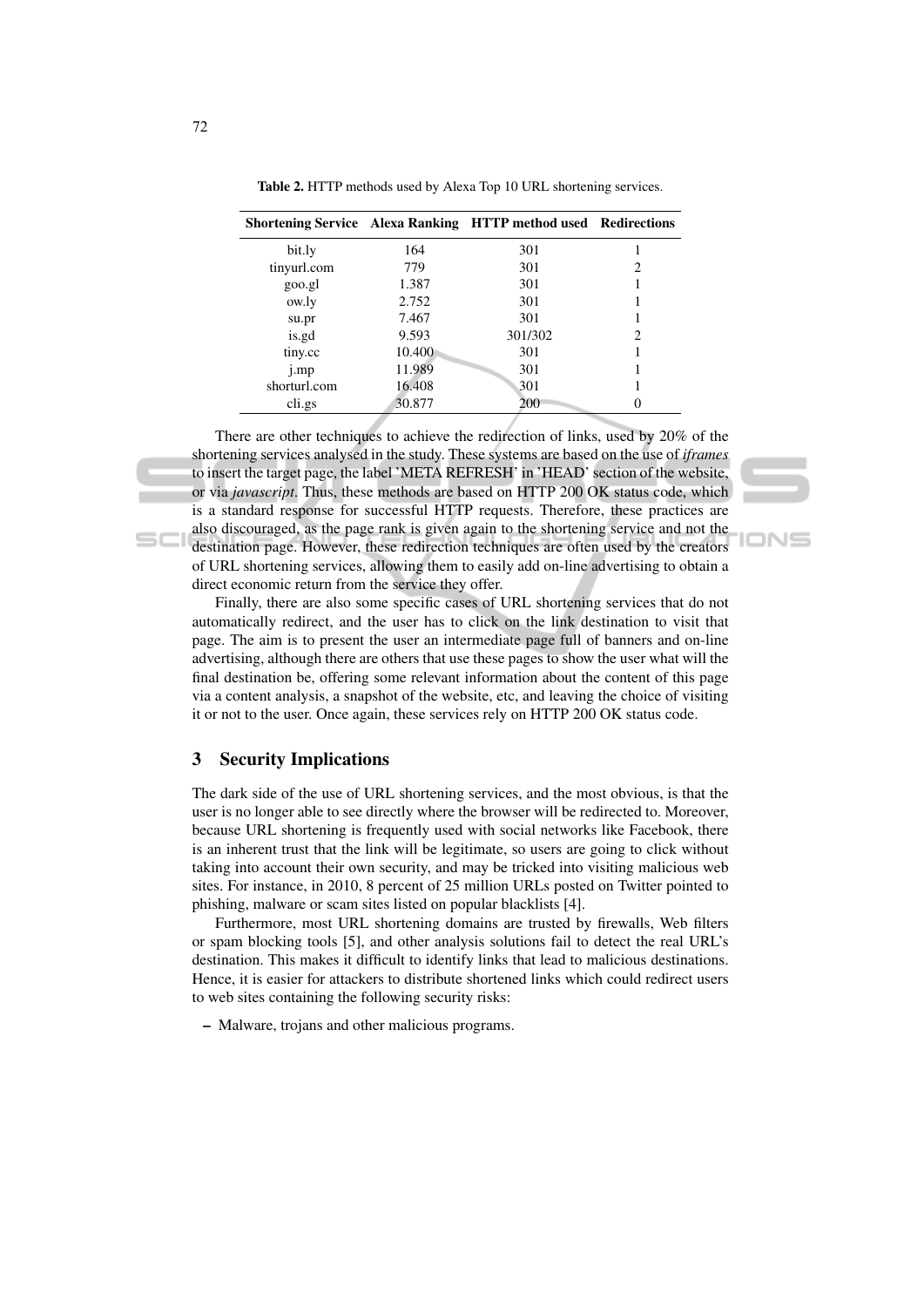**Table 2.** HTTP methods used by Alexa Top 10 URL shortening services.

| Shortening Service | Alexa Ranking | HTTP method used | Redirections |
|---|---|---|---|
| bit.ly | 164 | 301 | 1 |
| tinyurl.com | 779 | 301 | 2 |
| goo.gl | 1.387 | 301 | 1 |
| ow.ly | 2.752 | 301 | 1 |
| su.pr | 7.467 | 301 | 1 |
| is.gd | 9.593 | 301/302 | 2 |
| tiny.cc | 10.400 | 301 | 1 |
| j.mp | 11.989 | 301 | 1 |
| shorturl.com | 16.408 | 301 | 1 |
| cli.gs | 30.877 | 200 | 0 |

There are other techniques to achieve the redirection of links, used by 20% of the shortening services analysed in the study. These systems are based on the use of *iframes* to insert the target page, the label 'META REFRESH' in 'HEAD' section of the website, or via *javascript*. Thus, these methods are based on HTTP 200 OK status code, which is a standard response for successful HTTP requests. Therefore, these practices are also discouraged, as the page rank is given again to the shortening service and not the destination page. However, these redirection techniques are often used by the creators of URL shortening services, allowing them to easily add on-line advertising to obtain a direct economic return from the service they offer.

Finally, there are also some specific cases of URL shortening services that do not automatically redirect, and the user has to click on the link destination to visit that page. The aim is to present the user an intermediate page full of banners and on-line advertising, although there are others that use these pages to show the user what will the final destination be, offering some relevant information about the content of this page via a content analysis, a snapshot of the website, etc, and leaving the choice of visiting it or not to the user. Once again, these services rely on HTTP 200 OK status code.

## 3 Security Implications

The dark side of the use of URL shortening services, and the most obvious, is that the user is no longer able to see directly where the browser will be redirected to. Moreover, because URL shortening is frequently used with social networks like Facebook, there is an inherent trust that the link will be legitimate, so users are going to click without taking into account their own security, and may be tricked into visiting malicious web sites. For instance, in 2010, 8 percent of 25 million URLs posted on Twitter pointed to phishing, malware or scam sites listed on popular blacklists [4].

Furthermore, most URL shortening domains are trusted by firewalls, Web filters or spam blocking tools [5], and other analysis solutions fail to detect the real URL's destination. This makes it difficult to identify links that lead to malicious destinations. Hence, it is easier for attackers to distribute shortened links which could redirect users to web sites containing the following security risks:

- Malware, trojans and other malicious programs.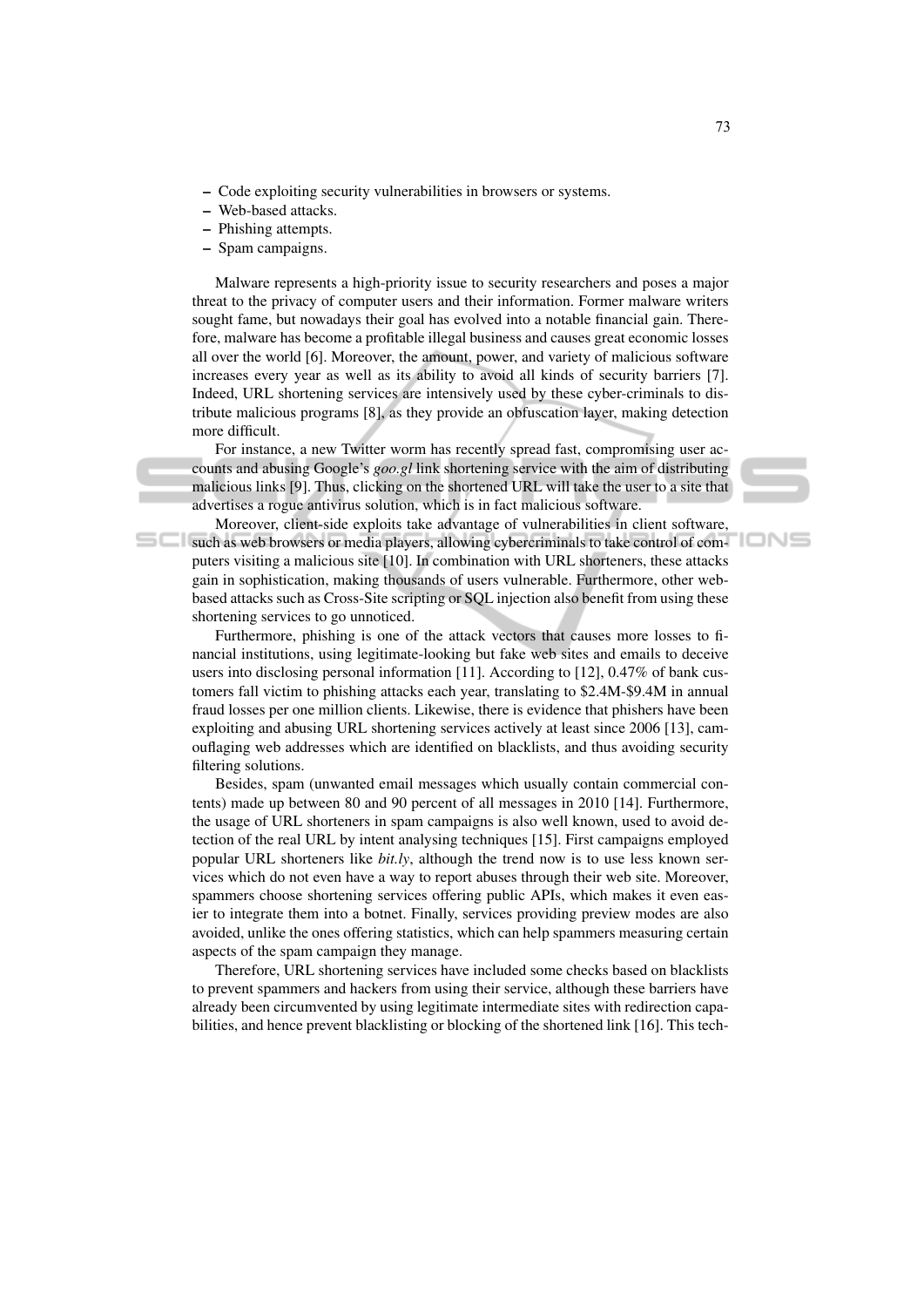- Code exploiting security vulnerabilities in browsers or systems.
- Web-based attacks.
- Phishing attempts.
- Spam campaigns.

Malware represents a high-priority issue to security researchers and poses a major threat to the privacy of computer users and their information. Former malware writers sought fame, but nowadays their goal has evolved into a notable financial gain. Therefore, malware has become a profitable illegal business and causes great economic losses all over the world [6]. Moreover, the amount, power, and variety of malicious software increases every year as well as its ability to avoid all kinds of security barriers [7]. Indeed, URL shortening services are intensively used by these cyber-criminals to distribute malicious programs [8], as they provide an obfuscation layer, making detection more difficult.

For instance, a new Twitter worm has recently spread fast, compromising user accounts and abusing Google's *goo.gl* link shortening service with the aim of distributing malicious links [9]. Thus, clicking on the shortened URL will take the user to a site that advertises a rogue antivirus solution, which is in fact malicious software.

Moreover, client-side exploits take advantage of vulnerabilities in client software, such as web browsers or media players, allowing cybercriminals to take control of computers visiting a malicious site [10]. In combination with URL shorteners, these attacks gain in sophistication, making thousands of users vulnerable. Furthermore, other web-based attacks such as Cross-Site scripting or SQL injection also benefit from using these shortening services to go unnoticed.

Furthermore, phishing is one of the attack vectors that causes more losses to financial institutions, using legitimate-looking but fake web sites and emails to deceive users into disclosing personal information [11]. According to [12], 0.47% of bank customers fall victim to phishing attacks each year, translating to \$2.4M-\$9.4M in annual fraud losses per one million clients. Likewise, there is evidence that phishers have been exploiting and abusing URL shortening services actively at least since 2006 [13], camouflaging web addresses which are identified on blacklists, and thus avoiding security filtering solutions.

Besides, spam (unwanted email messages which usually contain commercial contents) made up between 80 and 90 percent of all messages in 2010 [14]. Furthermore, the usage of URL shorteners in spam campaigns is also well known, used to avoid detection of the real URL by intent analysing techniques [15]. First campaigns employed popular URL shorteners like *bit.ly*, although the trend now is to use less known services which do not even have a way to report abuses through their web site. Moreover, spammers choose shortening services offering public APIs, which makes it even easier to integrate them into a botnet. Finally, services providing preview modes are also avoided, unlike the ones offering statistics, which can help spammers measuring certain aspects of the spam campaign they manage.

Therefore, URL shortening services have included some checks based on blacklists to prevent spammers and hackers from using their service, although these barriers have already been circumvented by using legitimate intermediate sites with redirection capabilities, and hence prevent blacklisting or blocking of the shortened link [16]. This tech-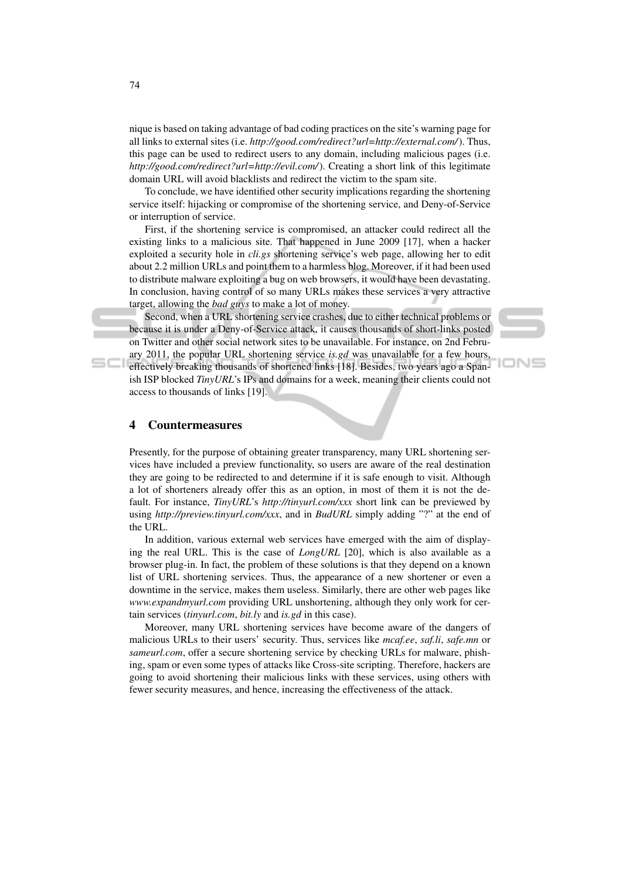nique is based on taking advantage of bad coding practices on the site's warning page for all links to external sites (i.e. *http://good.com/redirect?url=http://external.com/*). Thus, this page can be used to redirect users to any domain, including malicious pages (i.e. *http://good.com/redirect?url=http://evil.com/*). Creating a short link of this legitimate domain URL will avoid blacklists and redirect the victim to the spam site.

To conclude, we have identified other security implications regarding the shortening service itself: hijacking or compromise of the shortening service, and Deny-of-Service or interruption of service.

First, if the shortening service is compromised, an attacker could redirect all the existing links to a malicious site. That happened in June 2009 [17], when a hacker exploited a security hole in *cli.gs* shortening service's web page, allowing her to edit about 2.2 million URLs and point them to a harmless blog. Moreover, if it had been used to distribute malware exploiting a bug on web browsers, it would have been devastating. In conclusion, having control of so many URLs makes these services a very attractive target, allowing the *bad guys* to make a lot of money.

Second, when a URL shortening service crashes, due to either technical problems or because it is under a Deny-of-Service attack, it causes thousands of short-links posted on Twitter and other social network sites to be unavailable. For instance, on 2nd February 2011, the popular URL shortening service *is.gd* was unavailable for a few hours, effectively breaking thousands of shortened links [18]. Besides, two years ago a Spanish ISP blocked *TinyURL*'s IPs and domains for a week, meaning their clients could not access to thousands of links [19].

## 4 Countermeasures

Presently, for the purpose of obtaining greater transparency, many URL shortening services have included a preview functionality, so users are aware of the real destination they are going to be redirected to and determine if it is safe enough to visit. Although a lot of shorteners already offer this as an option, in most of them it is not the default. For instance, *TinyURL*'s *http://tinyurl.com/xxx* short link can be previewed by using *http://preview.tinyurl.com/xxx*, and in *BudURL* simply adding "?" at the end of the URL.

In addition, various external web services have emerged with the aim of displaying the real URL. This is the case of *LongURL* [20], which is also available as a browser plug-in. In fact, the problem of these solutions is that they depend on a known list of URL shortening services. Thus, the appearance of a new shortener or even a downtime in the service, makes them useless. Similarly, there are other web pages like *www.expandmyurl.com* providing URL unshortening, although they only work for certain services (*tinyurl.com*, *bit.ly* and *is.gd* in this case).

Moreover, many URL shortening services have become aware of the dangers of malicious URLs to their users' security. Thus, services like *mcaf.ee*, *saf.li*, *safe.mn* or *sameurl.com*, offer a secure shortening service by checking URLs for malware, phishing, spam or even some types of attacks like Cross-site scripting. Therefore, hackers are going to avoid shortening their malicious links with these services, using others with fewer security measures, and hence, increasing the effectiveness of the attack.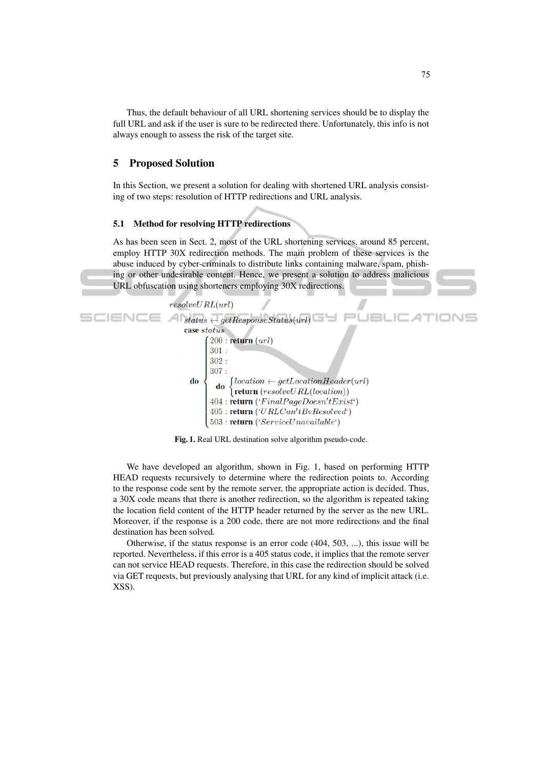Thus, the default behaviour of all URL shortening services should be to display the full URL and ask if the user is sure to be redirected there. Unfortunately, this info is not always enough to assess the risk of the target site.

## 5 Proposed Solution

In this Section, we present a solution for dealing with shortened URL analysis consisting of two steps: resolution of HTTP redirections and URL analysis.

### 5.1 Method for resolving HTTP redirections

As has been seen in Sect. 2, most of the URL shortening services, around 85 percent, employ HTTP 30X redirection methods. The main problem of these services is the abuse induced by cyber-criminals to distribute links containing malware, spam, phishing or other undesirable content. Hence, we present a solution to address malicious URL obfuscation using shorteners employing 30X redirections.

```
resolveURL(url)
  status ← getResponseStatus(url)
  case status
  do {
    200 : return (url)
    301 :
    302 :
    307 :
      do { location ← getLocationHeader(url)
           return (resolveURL(location)) }
    404 : return ('FinalPageDoesn'tExist')
    405 : return ('URLCan'tBeResolved')
    503 : return ('ServiceUnavailable')
  }
```

**Fig. 1.** Real URL destination solve algorithm pseudo-code.

We have developed an algorithm, shown in Fig. 1, based on performing HTTP HEAD requests recursively to determine where the redirection points to. According to the response code sent by the remote server, the appropriate action is decided. Thus, a 30X code means that there is another redirection, so the algorithm is repeated taking the location field content of the HTTP header returned by the server as the new URL. Moreover, if the response is a 200 code, there are not more redirections and the final destination has been solved.

Otherwise, if the status response is an error code (404, 503, ...), this issue will be reported. Nevertheless, if this error is a 405 status code, it implies that the remote server can not service HEAD requests. Therefore, in this case the redirection should be solved via GET requests, but previously analysing that URL for any kind of implicit attack (i.e. XSS).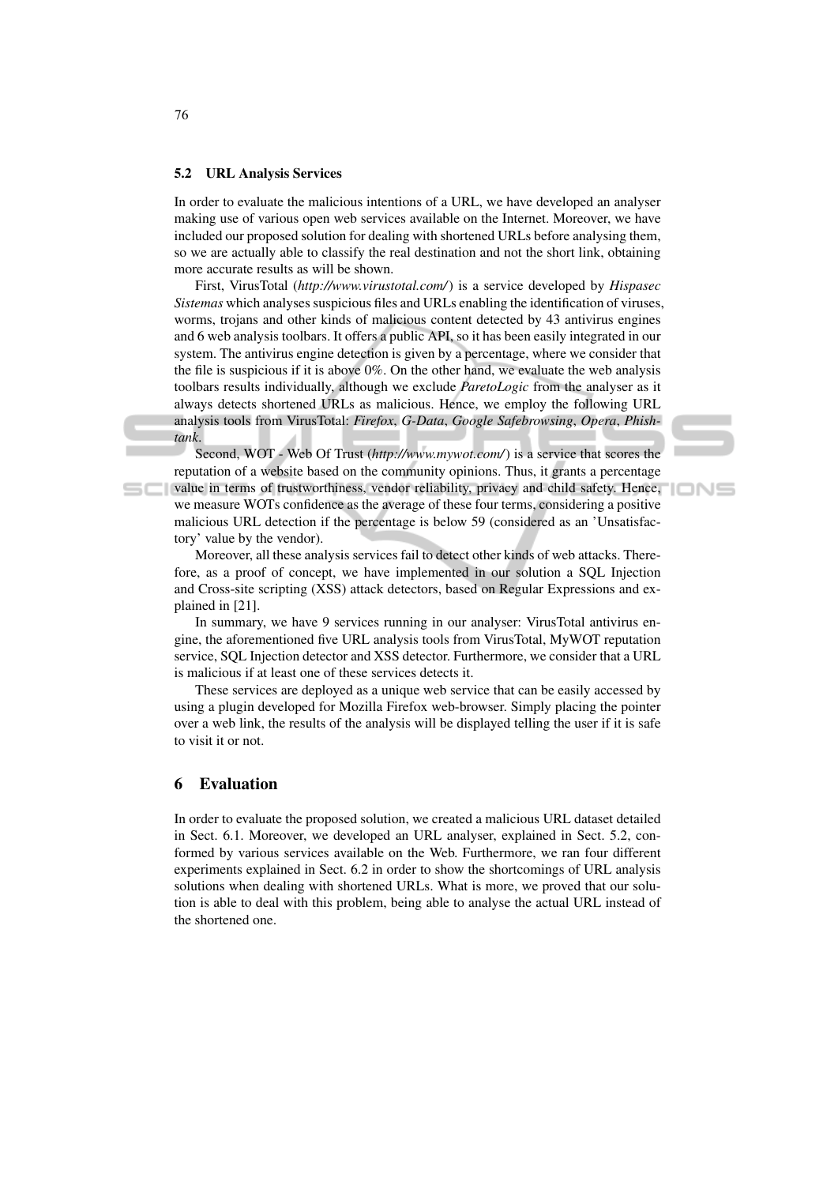### 5.2 URL Analysis Services

In order to evaluate the malicious intentions of a URL, we have developed an analyser making use of various open web services available on the Internet. Moreover, we have included our proposed solution for dealing with shortened URLs before analysing them, so we are actually able to classify the real destination and not the short link, obtaining more accurate results as will be shown.

First, VirusTotal (*http://www.virustotal.com/*) is a service developed by *Hispasec Sistemas* which analyses suspicious files and URLs enabling the identification of viruses, worms, trojans and other kinds of malicious content detected by 43 antivirus engines and 6 web analysis toolbars. It offers a public API, so it has been easily integrated in our system. The antivirus engine detection is given by a percentage, where we consider that the file is suspicious if it is above 0%. On the other hand, we evaluate the web analysis toolbars results individually, although we exclude *ParetoLogic* from the analyser as it always detects shortened URLs as malicious. Hence, we employ the following URL analysis tools from VirusTotal: *Firefox*, *G-Data*, *Google Safebrowsing*, *Opera*, *Phishtank*.

Second, WOT - Web Of Trust (*http://www.mywot.com/*) is a service that scores the reputation of a website based on the community opinions. Thus, it grants a percentage value in terms of trustworthiness, vendor reliability, privacy and child safety. Hence, we measure WOTs confidence as the average of these four terms, considering a positive malicious URL detection if the percentage is below 59 (considered as an 'Unsatisfactory' value by the vendor).

Moreover, all these analysis services fail to detect other kinds of web attacks. Therefore, as a proof of concept, we have implemented in our solution a SQL Injection and Cross-site scripting (XSS) attack detectors, based on Regular Expressions and explained in [21].

In summary, we have 9 services running in our analyser: VirusTotal antivirus engine, the aforementioned five URL analysis tools from VirusTotal, MyWOT reputation service, SQL Injection detector and XSS detector. Furthermore, we consider that a URL is malicious if at least one of these services detects it.

These services are deployed as a unique web service that can be easily accessed by using a plugin developed for Mozilla Firefox web-browser. Simply placing the pointer over a web link, the results of the analysis will be displayed telling the user if it is safe to visit it or not.

## 6 Evaluation

In order to evaluate the proposed solution, we created a malicious URL dataset detailed in Sect. 6.1. Moreover, we developed an URL analyser, explained in Sect. 5.2, conformed by various services available on the Web. Furthermore, we ran four different experiments explained in Sect. 6.2 in order to show the shortcomings of URL analysis solutions when dealing with shortened URLs. What is more, we proved that our solution is able to deal with this problem, being able to analyse the actual URL instead of the shortened one.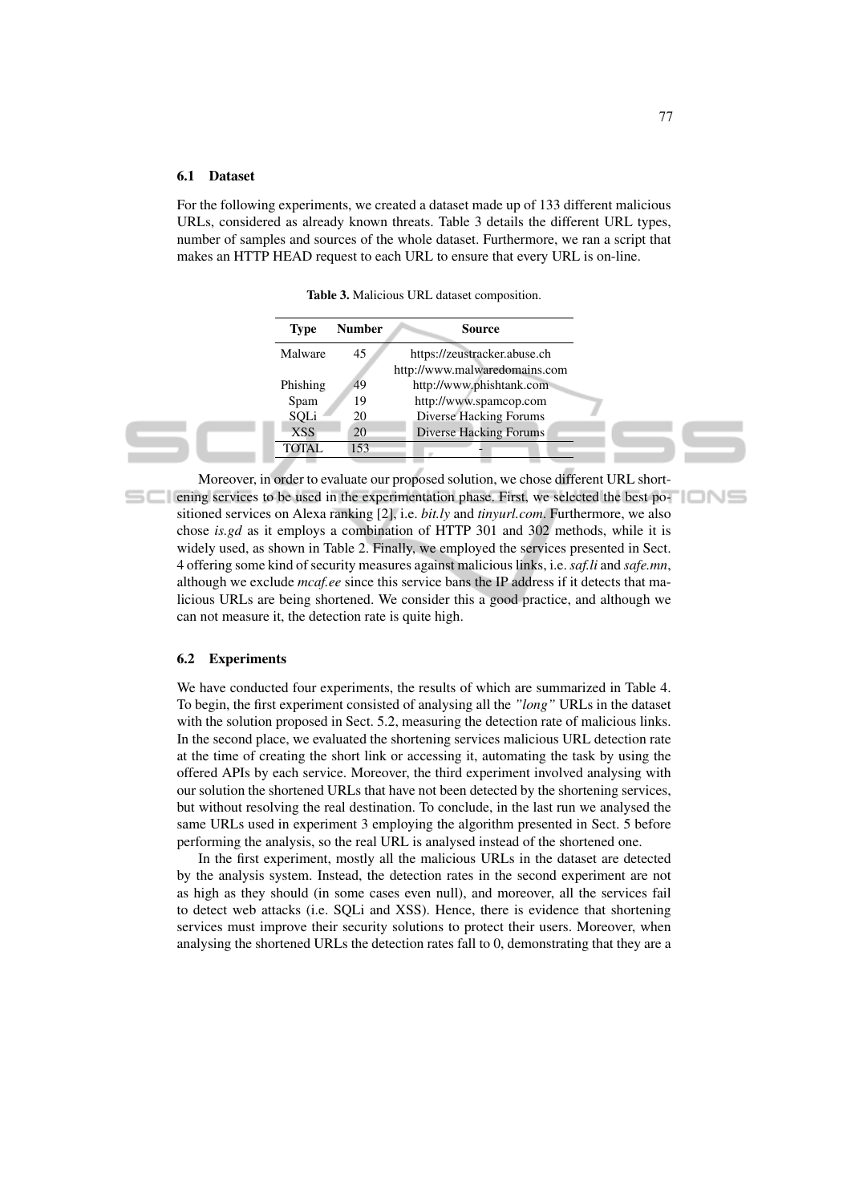### 6.1 Dataset

For the following experiments, we created a dataset made up of 133 different malicious URLs, considered as already known threats. Table 3 details the different URL types, number of samples and sources of the whole dataset. Furthermore, we ran a script that makes an HTTP HEAD request to each URL to ensure that every URL is on-line.

**Table 3.** Malicious URL dataset composition.

| Type | Number | Source |
|---|---|---|
| Malware | 45 | https://zeustracker.abuse.ch<br>http://www.malwaredomains.com |
| Phishing | 49 | http://www.phishtank.com |
| Spam | 19 | http://www.spamcop.com |
| SQLi | 20 | Diverse Hacking Forums |
| XSS | 20 | Diverse Hacking Forums |
| TOTAL | 153 | - |

Moreover, in order to evaluate our proposed solution, we chose different URL shortening services to be used in the experimentation phase. First, we selected the best positioned services on Alexa ranking [2], i.e. *bit.ly* and *tinyurl.com*. Furthermore, we also chose *is.gd* as it employs a combination of HTTP 301 and 302 methods, while it is widely used, as shown in Table 2. Finally, we employed the services presented in Sect. 4 offering some kind of security measures against malicious links, i.e. *saf.li* and *safe.mn*, although we exclude *mcaf.ee* since this service bans the IP address if it detects that malicious URLs are being shortened. We consider this a good practice, and although we can not measure it, the detection rate is quite high.

### 6.2 Experiments

We have conducted four experiments, the results of which are summarized in Table 4. To begin, the first experiment consisted of analysing all the *"long"* URLs in the dataset with the solution proposed in Sect. 5.2, measuring the detection rate of malicious links. In the second place, we evaluated the shortening services malicious URL detection rate at the time of creating the short link or accessing it, automating the task by using the offered APIs by each service. Moreover, the third experiment involved analysing with our solution the shortened URLs that have not been detected by the shortening services, but without resolving the real destination. To conclude, in the last run we analysed the same URLs used in experiment 3 employing the algorithm presented in Sect. 5 before performing the analysis, so the real URL is analysed instead of the shortened one.

In the first experiment, mostly all the malicious URLs in the dataset are detected by the analysis system. Instead, the detection rates in the second experiment are not as high as they should (in some cases even null), and moreover, all the services fail to detect web attacks (i.e. SQLi and XSS). Hence, there is evidence that shortening services must improve their security solutions to protect their users. Moreover, when analysing the shortened URLs the detection rates fall to 0, demonstrating that they are a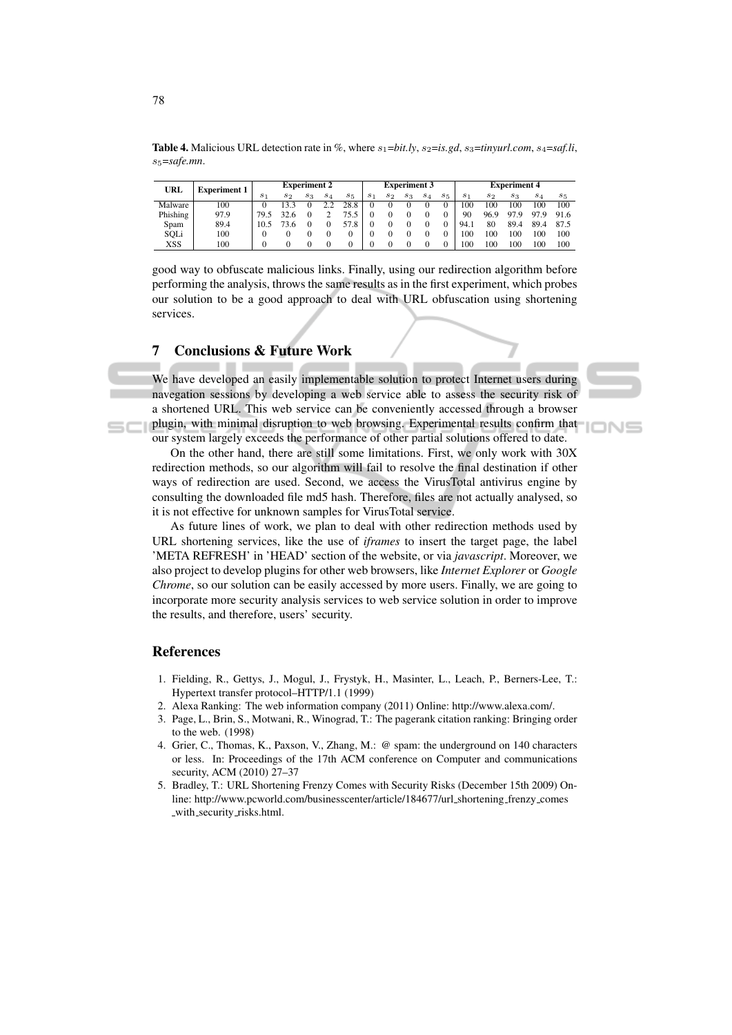**Table 4.** Malicious URL detection rate in %, where $s_1$=*bit.ly*, $s_2$=*is.gd*, $s_3$=*tinyurl.com*, $s_4$=*saf.li*, $s_5$=*safe.mn*.

| URL | Experiment 1 | Experiment 2 | | | | | Experiment 3 | | | | | Experiment 4 | | | | |
|---|---|---|---|---|---|---|---|---|---|---|---|---|---|---|---|---|
| | | $s_1$ | $s_2$ | $s_3$ | $s_4$ | $s_5$ | $s_1$ | $s_2$ | $s_3$ | $s_4$ | $s_5$ | $s_1$ | $s_2$ | $s_3$ | $s_4$ | $s_5$ |
| Malware | 100 | 0 | 13.3 | 0 | 2.2 | 28.8 | 0 | 0 | 0 | 0 | 0 | 100 | 100 | 100 | 100 | 100 |
| Phishing | 97.9 | 79.5 | 32.6 | 0 | 2 | 75.5 | 0 | 0 | 0 | 0 | 0 | 90 | 96.9 | 97.9 | 97.9 | 91.6 |
| Spam | 89.4 | 10.5 | 73.6 | 0 | 0 | 57.8 | 0 | 0 | 0 | 0 | 0 | 94.1 | 80 | 89.4 | 89.4 | 87.5 |
| SQLi | 100 | 0 | 0 | 0 | 0 | 0 | 0 | 0 | 0 | 0 | 0 | 100 | 100 | 100 | 100 | 100 |
| XSS | 100 | 0 | 0 | 0 | 0 | 0 | 0 | 0 | 0 | 0 | 0 | 100 | 100 | 100 | 100 | 100 |

good way to obfuscate malicious links. Finally, using our redirection algorithm before performing the analysis, throws the same results as in the first experiment, which probes our solution to be a good approach to deal with URL obfuscation using shortening services.

## 7 Conclusions & Future Work

We have developed an easily implementable solution to protect Internet users during navegation sessions by developing a web service able to assess the security risk of a shortened URL. This web service can be conveniently accessed through a browser plugin, with minimal disruption to web browsing. Experimental results confirm that our system largely exceeds the performance of other partial solutions offered to date.

On the other hand, there are still some limitations. First, we only work with 30X redirection methods, so our algorithm will fail to resolve the final destination if other ways of redirection are used. Second, we access the VirusTotal antivirus engine by consulting the downloaded file md5 hash. Therefore, files are not actually analysed, so it is not effective for unknown samples for VirusTotal service.

As future lines of work, we plan to deal with other redirection methods used by URL shortening services, like the use of *iframes* to insert the target page, the label 'META REFRESH' in 'HEAD' section of the website, or via *javascript*. Moreover, we also project to develop plugins for other web browsers, like *Internet Explorer* or *Google Chrome*, so our solution can be easily accessed by more users. Finally, we are going to incorporate more security analysis services to web service solution in order to improve the results, and therefore, users' security.

## References

1. Fielding, R., Gettys, J., Mogul, J., Frystyk, H., Masinter, L., Leach, P., Berners-Lee, T.: Hypertext transfer protocol–HTTP/1.1 (1999)
2. Alexa Ranking: The web information company (2011) Online: http://www.alexa.com/.
3. Page, L., Brin, S., Motwani, R., Winograd, T.: The pagerank citation ranking: Bringing order to the web. (1998)
4. Grier, C., Thomas, K., Paxson, V., Zhang, M.: @ spam: the underground on 140 characters or less. In: Proceedings of the 17th ACM conference on Computer and communications security, ACM (2010) 27–37
5. Bradley, T.: URL Shortening Frenzy Comes with Security Risks (December 15th 2009) Online: http://www.pcworld.com/businesscenter/article/184677/url_shortening_frenzy_comes_with_security_risks.html.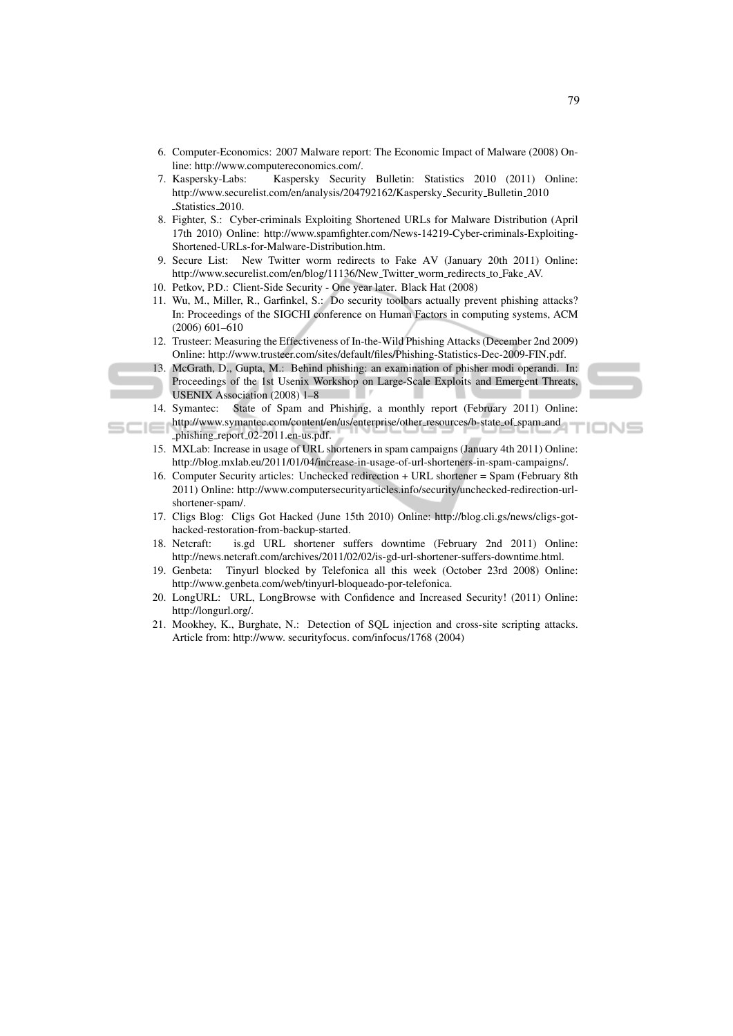6. Computer-Economics: 2007 Malware report: The Economic Impact of Malware (2008) Online: http://www.computereconomics.com/.
7. Kaspersky-Labs: Kaspersky Security Bulletin: Statistics 2010 (2011) Online: http://www.securelist.com/en/analysis/204792162/Kaspersky_Security_Bulletin_2010_Statistics_2010.
8. Fighter, S.: Cyber-criminals Exploiting Shortened URLs for Malware Distribution (April 17th 2010) Online: http://www.spamfighter.com/News-14219-Cyber-criminals-Exploiting-Shortened-URLs-for-Malware-Distribution.htm.
9. Secure List: New Twitter worm redirects to Fake AV (January 20th 2011) Online: http://www.securelist.com/en/blog/11136/New_Twitter_worm_redirects_to_Fake_AV.
10. Petkov, P.D.: Client-Side Security - One year later. Black Hat (2008)
11. Wu, M., Miller, R., Garfinkel, S.: Do security toolbars actually prevent phishing attacks? In: Proceedings of the SIGCHI conference on Human Factors in computing systems, ACM (2006) 601–610
12. Trusteer: Measuring the Effectiveness of In-the-Wild Phishing Attacks (December 2nd 2009) Online: http://www.trusteer.com/sites/default/files/Phishing-Statistics-Dec-2009-FIN.pdf.
13. McGrath, D., Gupta, M.: Behind phishing: an examination of phisher modi operandi. In: Proceedings of the 1st Usenix Workshop on Large-Scale Exploits and Emergent Threats, USENIX Association (2008) 1–8
14. Symantec: State of Spam and Phishing, a monthly report (February 2011) Online: http://www.symantec.com/content/en/us/enterprise/other_resources/b-state_of_spam_and_phishing_report_02-2011.en-us.pdf.
15. MXLab: Increase in usage of URL shorteners in spam campaigns (January 4th 2011) Online: http://blog.mxlab.eu/2011/01/04/increase-in-usage-of-url-shorteners-in-spam-campaigns/.
16. Computer Security articles: Unchecked redirection + URL shortener = Spam (February 8th 2011) Online: http://www.computersecurityarticles.info/security/unchecked-redirection-url-shortener-spam/.
17. Cligs Blog: Cligs Got Hacked (June 15th 2010) Online: http://blog.cli.gs/news/cligs-got-hacked-restoration-from-backup-started.
18. Netcraft: is.gd URL shortener suffers downtime (February 2nd 2011) Online: http://news.netcraft.com/archives/2011/02/02/is-gd-url-shortener-suffers-downtime.html.
19. Genbeta: Tinyurl blocked by Telefonica all this week (October 23rd 2008) Online: http://www.genbeta.com/web/tinyurl-bloqueado-por-telefonica.
20. LongURL: URL, LongBrowse with Confidence and Increased Security! (2011) Online: http://longurl.org/.
21. Mookhey, K., Burghate, N.: Detection of SQL injection and cross-site scripting attacks. Article from: http://www. securityfocus. com/infocus/1768 (2004)